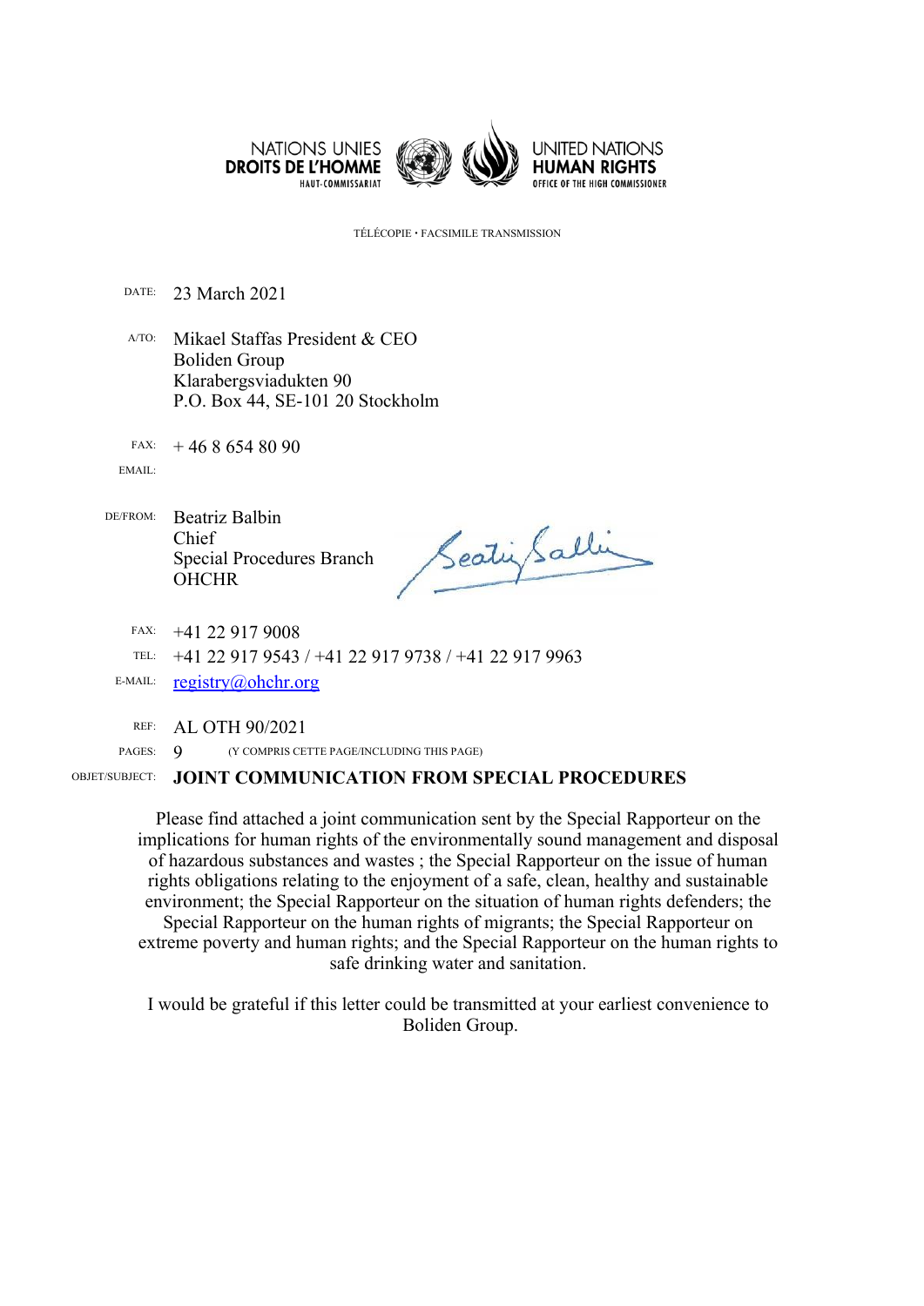NATIONS UNIES
**DROITS DE L'HOMME**
HAUT-COMMISSARIAT

UNITED NATIONS
**HUMAN RIGHTS**
OFFICE OF THE HIGH COMMISSIONER

TÉLÉCOPIE • FACSIMILE TRANSMISSION

DATE: 23 March 2021

A/TO: Mikael Staffas President & CEO
Boliden Group
Klarabergsviadukten 90
P.O. Box 44, SE-101 20 Stockholm

FAX: + 46 8 654 80 90

EMAIL:

DE/FROM: Beatriz Balbin
Chief
Special Procedures Branch
OHCHR

FAX: +41 22 917 9008

TEL: +41 22 917 9543 / +41 22 917 9738 / +41 22 917 9963

E-MAIL: registry@ohchr.org

REF: AL OTH 90/2021

PAGES: 9 (Y COMPRIS CETTE PAGE/INCLUDING THIS PAGE)

OBJET/SUBJECT: **JOINT COMMUNICATION FROM SPECIAL PROCEDURES**

Please find attached a joint communication sent by the Special Rapporteur on the implications for human rights of the environmentally sound management and disposal of hazardous substances and wastes ; the Special Rapporteur on the issue of human rights obligations relating to the enjoyment of a safe, clean, healthy and sustainable environment; the Special Rapporteur on the situation of human rights defenders; the Special Rapporteur on the human rights of migrants; the Special Rapporteur on extreme poverty and human rights; and the Special Rapporteur on the human rights to safe drinking water and sanitation.

I would be grateful if this letter could be transmitted at your earliest convenience to Boliden Group.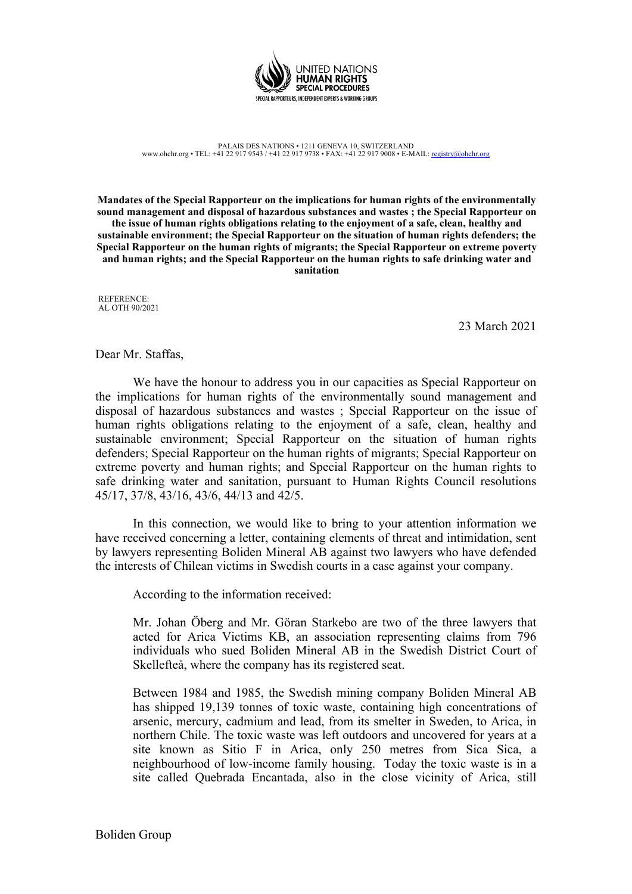PALAIS DES NATIONS • 1211 GENEVA 10, SWITZERLAND
www.ohchr.org • TEL: +41 22 917 9543 / +41 22 917 9738 • FAX: +41 22 917 9008 • E-MAIL: registry@ohchr.org

**Mandates of the Special Rapporteur on the implications for human rights of the environmentally sound management and disposal of hazardous substances and wastes ; the Special Rapporteur on the issue of human rights obligations relating to the enjoyment of a safe, clean, healthy and sustainable environment; the Special Rapporteur on the situation of human rights defenders; the Special Rapporteur on the human rights of migrants; the Special Rapporteur on extreme poverty and human rights; and the Special Rapporteur on the human rights to safe drinking water and sanitation**

REFERENCE:
AL OTH 90/2021

23 March 2021

Dear Mr. Staffas,

We have the honour to address you in our capacities as Special Rapporteur on the implications for human rights of the environmentally sound management and disposal of hazardous substances and wastes ; Special Rapporteur on the issue of human rights obligations relating to the enjoyment of a safe, clean, healthy and sustainable environment; Special Rapporteur on the situation of human rights defenders; Special Rapporteur on the human rights of migrants; Special Rapporteur on extreme poverty and human rights; and Special Rapporteur on the human rights to safe drinking water and sanitation, pursuant to Human Rights Council resolutions 45/17, 37/8, 43/16, 43/6, 44/13 and 42/5.

In this connection, we would like to bring to your attention information we have received concerning a letter, containing elements of threat and intimidation, sent by lawyers representing Boliden Mineral AB against two lawyers who have defended the interests of Chilean victims in Swedish courts in a case against your company.

According to the information received:

> Mr. Johan Öberg and Mr. Göran Starkebo are two of the three lawyers that acted for Arica Victims KB, an association representing claims from 796 individuals who sued Boliden Mineral AB in the Swedish District Court of Skellefteå, where the company has its registered seat.
>
> Between 1984 and 1985, the Swedish mining company Boliden Mineral AB has shipped 19,139 tonnes of toxic waste, containing high concentrations of arsenic, mercury, cadmium and lead, from its smelter in Sweden, to Arica, in northern Chile. The toxic waste was left outdoors and uncovered for years at a site known as Sitio F in Arica, only 250 metres from Sica Sica, a neighbourhood of low-income family housing. Today the toxic waste is in a site called Quebrada Encantada, also in the close vicinity of Arica, still

Boliden Group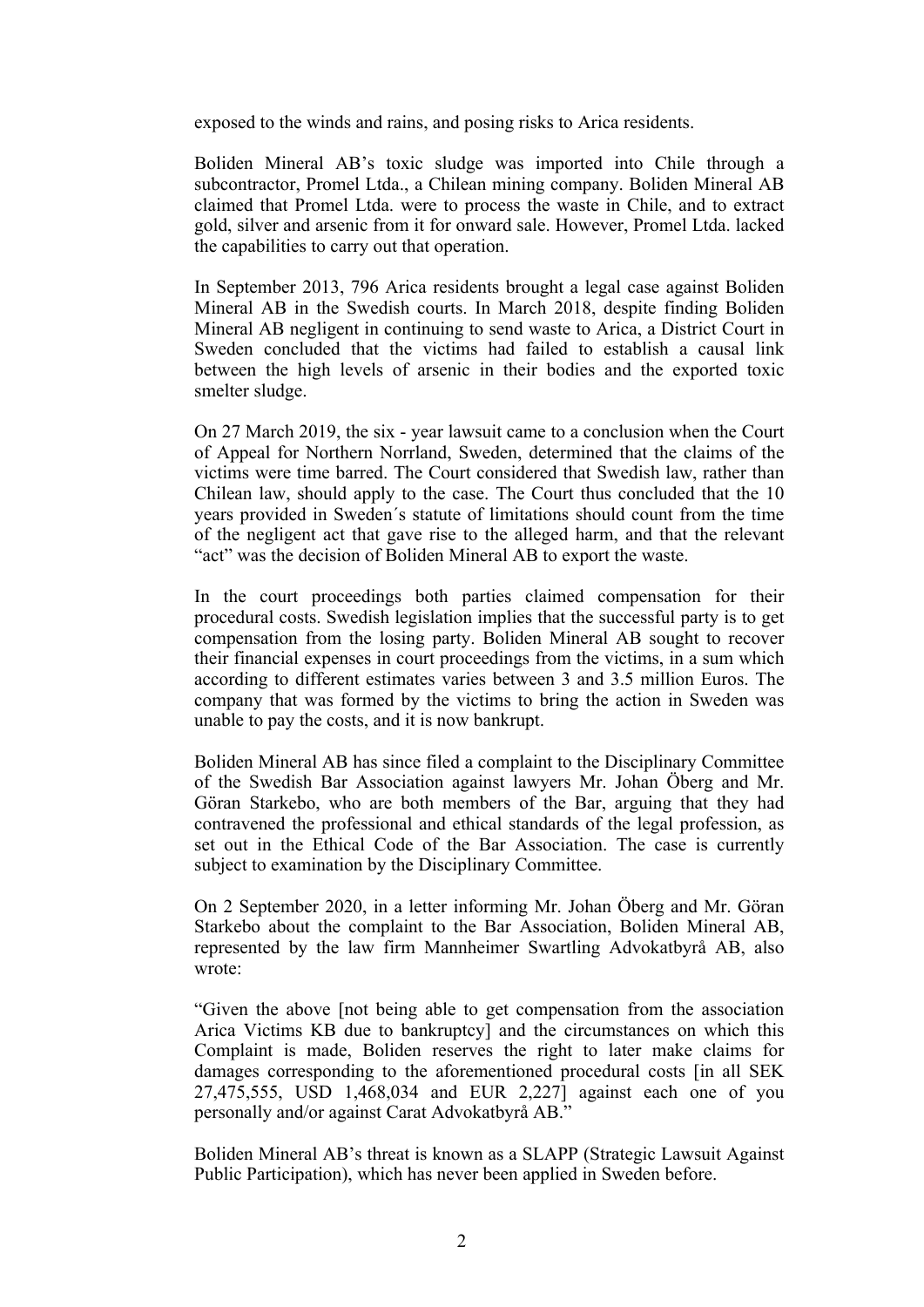exposed to the winds and rains, and posing risks to Arica residents.

Boliden Mineral AB's toxic sludge was imported into Chile through a subcontractor, Promel Ltda., a Chilean mining company. Boliden Mineral AB claimed that Promel Ltda. were to process the waste in Chile, and to extract gold, silver and arsenic from it for onward sale. However, Promel Ltda. lacked the capabilities to carry out that operation.

In September 2013, 796 Arica residents brought a legal case against Boliden Mineral AB in the Swedish courts. In March 2018, despite finding Boliden Mineral AB negligent in continuing to send waste to Arica, a District Court in Sweden concluded that the victims had failed to establish a causal link between the high levels of arsenic in their bodies and the exported toxic smelter sludge.

On 27 March 2019, the six - year lawsuit came to a conclusion when the Court of Appeal for Northern Norrland, Sweden, determined that the claims of the victims were time barred. The Court considered that Swedish law, rather than Chilean law, should apply to the case. The Court thus concluded that the 10 years provided in Sweden´s statute of limitations should count from the time of the negligent act that gave rise to the alleged harm, and that the relevant "act" was the decision of Boliden Mineral AB to export the waste.

In the court proceedings both parties claimed compensation for their procedural costs. Swedish legislation implies that the successful party is to get compensation from the losing party. Boliden Mineral AB sought to recover their financial expenses in court proceedings from the victims, in a sum which according to different estimates varies between 3 and 3.5 million Euros. The company that was formed by the victims to bring the action in Sweden was unable to pay the costs, and it is now bankrupt.

Boliden Mineral AB has since filed a complaint to the Disciplinary Committee of the Swedish Bar Association against lawyers Mr. Johan Öberg and Mr. Göran Starkebo, who are both members of the Bar, arguing that they had contravened the professional and ethical standards of the legal profession, as set out in the Ethical Code of the Bar Association. The case is currently subject to examination by the Disciplinary Committee.

On 2 September 2020, in a letter informing Mr. Johan Öberg and Mr. Göran Starkebo about the complaint to the Bar Association, Boliden Mineral AB, represented by the law firm Mannheimer Swartling Advokatbyrå AB, also wrote:

"Given the above [not being able to get compensation from the association Arica Victims KB due to bankruptcy] and the circumstances on which this Complaint is made, Boliden reserves the right to later make claims for damages corresponding to the aforementioned procedural costs [in all SEK 27,475,555, USD 1,468,034 and EUR 2,227] against each one of you personally and/or against Carat Advokatbyrå AB."

Boliden Mineral AB's threat is known as a SLAPP (Strategic Lawsuit Against Public Participation), which has never been applied in Sweden before.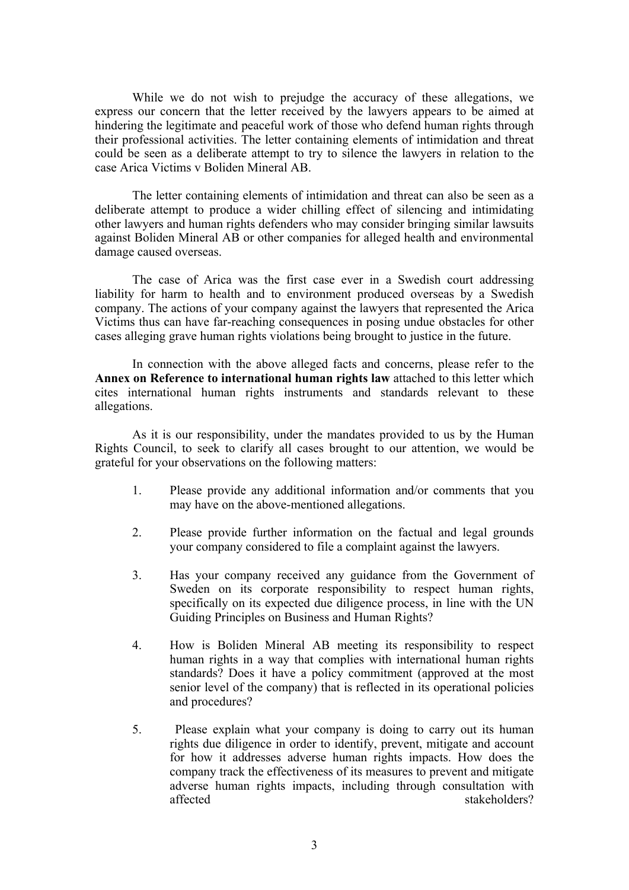While we do not wish to prejudge the accuracy of these allegations, we express our concern that the letter received by the lawyers appears to be aimed at hindering the legitimate and peaceful work of those who defend human rights through their professional activities. The letter containing elements of intimidation and threat could be seen as a deliberate attempt to try to silence the lawyers in relation to the case Arica Victims v Boliden Mineral AB.

The letter containing elements of intimidation and threat can also be seen as a deliberate attempt to produce a wider chilling effect of silencing and intimidating other lawyers and human rights defenders who may consider bringing similar lawsuits against Boliden Mineral AB or other companies for alleged health and environmental damage caused overseas.

The case of Arica was the first case ever in a Swedish court addressing liability for harm to health and to environment produced overseas by a Swedish company. The actions of your company against the lawyers that represented the Arica Victims thus can have far-reaching consequences in posing undue obstacles for other cases alleging grave human rights violations being brought to justice in the future.

In connection with the above alleged facts and concerns, please refer to the **Annex on Reference to international human rights law** attached to this letter which cites international human rights instruments and standards relevant to these allegations.

As it is our responsibility, under the mandates provided to us by the Human Rights Council, to seek to clarify all cases brought to our attention, we would be grateful for your observations on the following matters:

1. Please provide any additional information and/or comments that you may have on the above-mentioned allegations.

2. Please provide further information on the factual and legal grounds your company considered to file a complaint against the lawyers.

3. Has your company received any guidance from the Government of Sweden on its corporate responsibility to respect human rights, specifically on its expected due diligence process, in line with the UN Guiding Principles on Business and Human Rights?

4. How is Boliden Mineral AB meeting its responsibility to respect human rights in a way that complies with international human rights standards? Does it have a policy commitment (approved at the most senior level of the company) that is reflected in its operational policies and procedures?

5. Please explain what your company is doing to carry out its human rights due diligence in order to identify, prevent, mitigate and account for how it addresses adverse human rights impacts. How does the company track the effectiveness of its measures to prevent and mitigate adverse human rights impacts, including through consultation with affected stakeholders?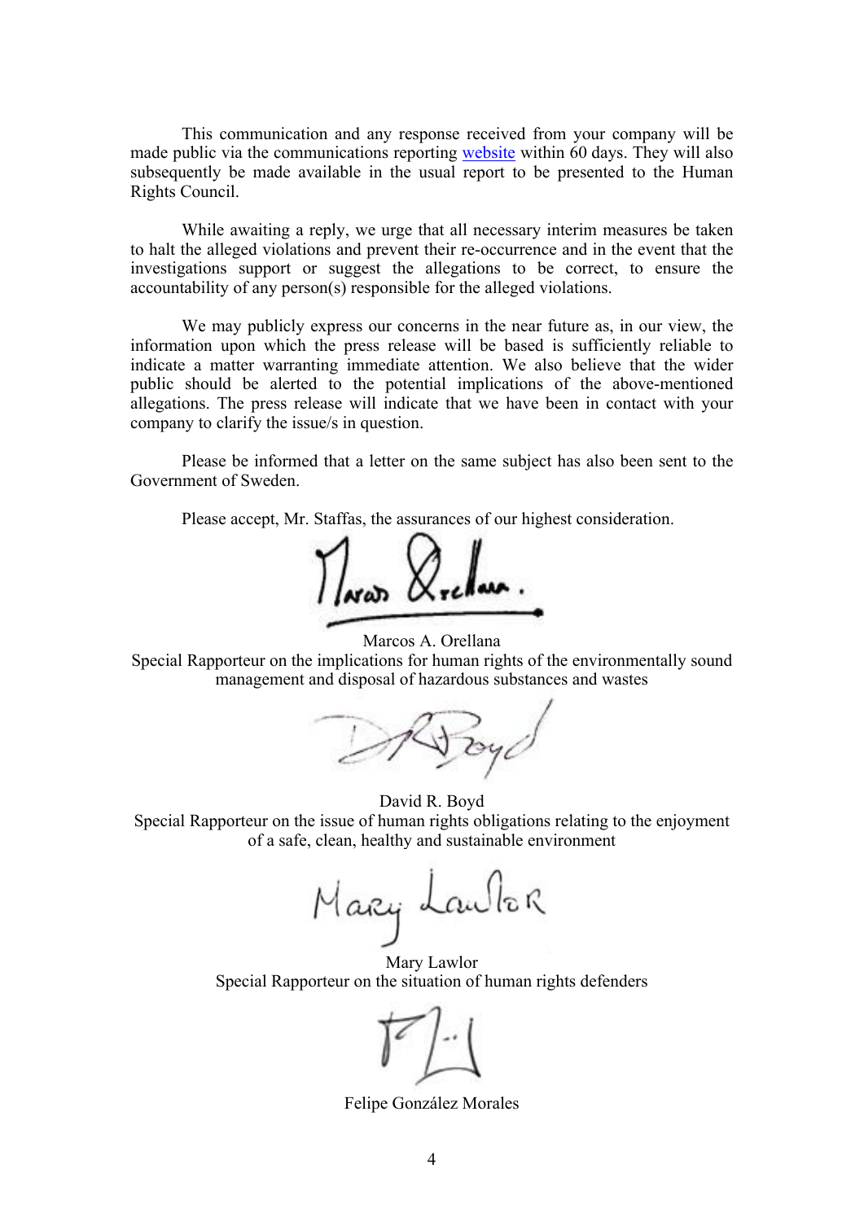This communication and any response received from your company will be made public via the communications reporting [website](website) within 60 days. They will also subsequently be made available in the usual report to be presented to the Human Rights Council.

While awaiting a reply, we urge that all necessary interim measures be taken to halt the alleged violations and prevent their re-occurrence and in the event that the investigations support or suggest the allegations to be correct, to ensure the accountability of any person(s) responsible for the alleged violations.

We may publicly express our concerns in the near future as, in our view, the information upon which the press release will be based is sufficiently reliable to indicate a matter warranting immediate attention. We also believe that the wider public should be alerted to the potential implications of the above-mentioned allegations. The press release will indicate that we have been in contact with your company to clarify the issue/s in question.

Please be informed that a letter on the same subject has also been sent to the Government of Sweden.

Please accept, Mr. Staffas, the assurances of our highest consideration.

Marcos A. Orellana
Special Rapporteur on the implications for human rights of the environmentally sound management and disposal of hazardous substances and wastes

David R. Boyd
Special Rapporteur on the issue of human rights obligations relating to the enjoyment of a safe, clean, healthy and sustainable environment

Mary Lawlor
Special Rapporteur on the situation of human rights defenders

Felipe González Morales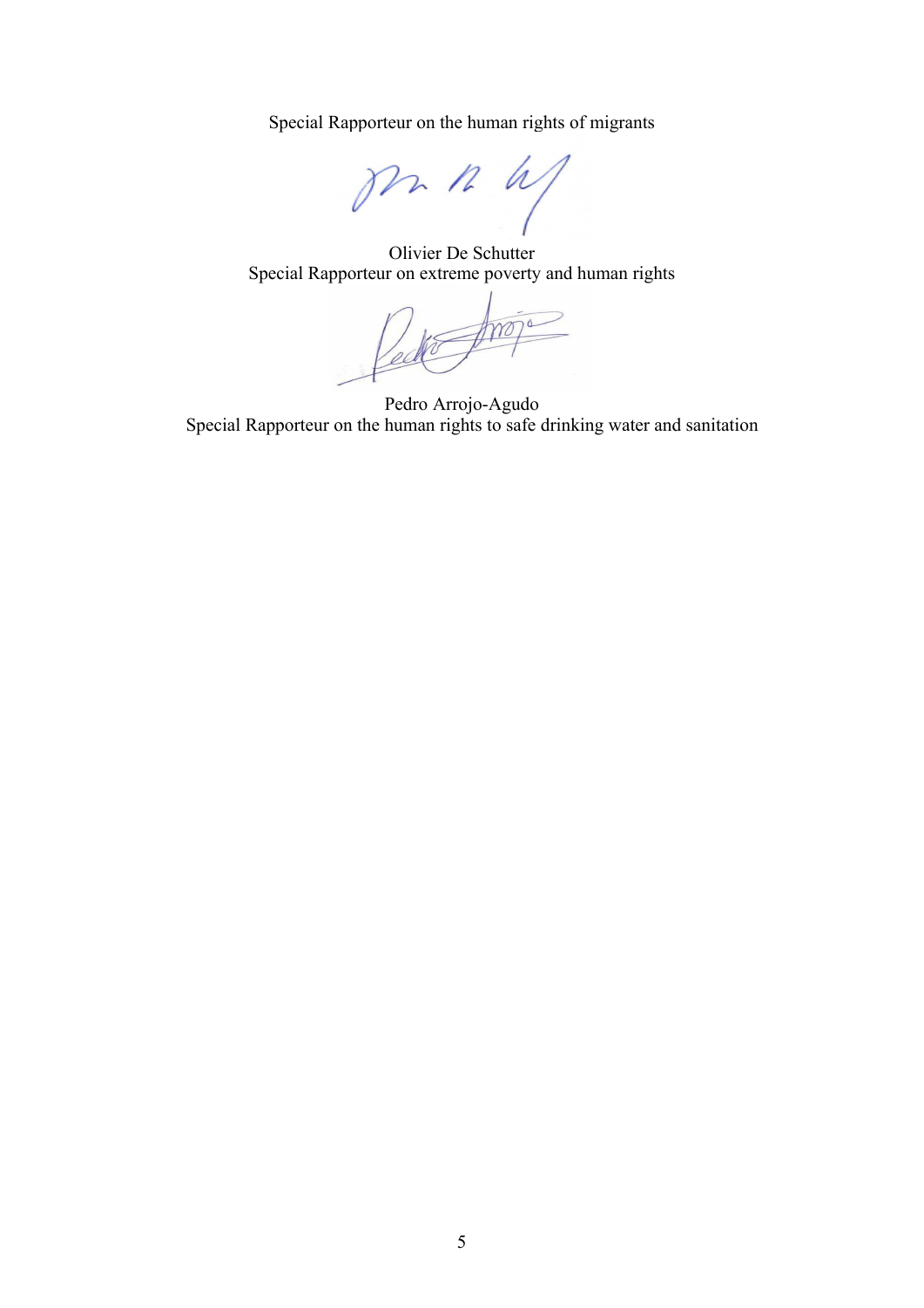Special Rapporteur on the human rights of migrants

Olivier De Schutter
Special Rapporteur on extreme poverty and human rights

Pedro Arrojo-Agudo
Special Rapporteur on the human rights to safe drinking water and sanitation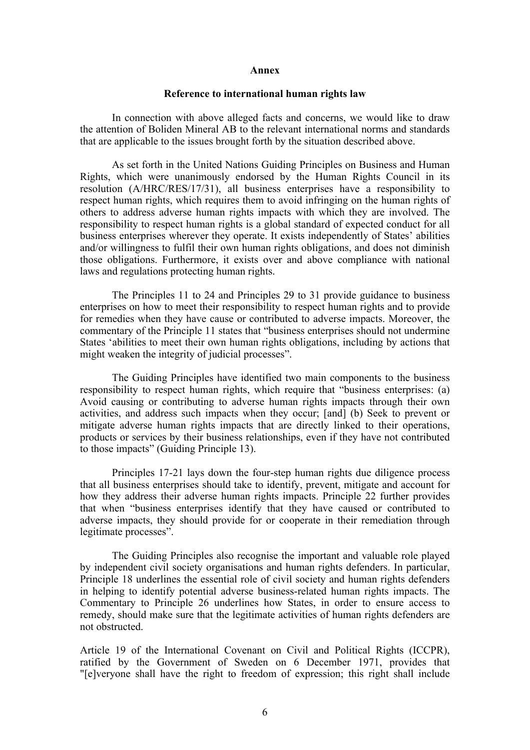**Annex**

**Reference to international human rights law**

In connection with above alleged facts and concerns, we would like to draw the attention of Boliden Mineral AB to the relevant international norms and standards that are applicable to the issues brought forth by the situation described above.

As set forth in the United Nations Guiding Principles on Business and Human Rights, which were unanimously endorsed by the Human Rights Council in its resolution (A/HRC/RES/17/31), all business enterprises have a responsibility to respect human rights, which requires them to avoid infringing on the human rights of others to address adverse human rights impacts with which they are involved. The responsibility to respect human rights is a global standard of expected conduct for all business enterprises wherever they operate. It exists independently of States' abilities and/or willingness to fulfil their own human rights obligations, and does not diminish those obligations. Furthermore, it exists over and above compliance with national laws and regulations protecting human rights.

The Principles 11 to 24 and Principles 29 to 31 provide guidance to business enterprises on how to meet their responsibility to respect human rights and to provide for remedies when they have cause or contributed to adverse impacts. Moreover, the commentary of the Principle 11 states that "business enterprises should not undermine States 'abilities to meet their own human rights obligations, including by actions that might weaken the integrity of judicial processes".

The Guiding Principles have identified two main components to the business responsibility to respect human rights, which require that "business enterprises: (a) Avoid causing or contributing to adverse human rights impacts through their own activities, and address such impacts when they occur; [and] (b) Seek to prevent or mitigate adverse human rights impacts that are directly linked to their operations, products or services by their business relationships, even if they have not contributed to those impacts" (Guiding Principle 13).

Principles 17-21 lays down the four-step human rights due diligence process that all business enterprises should take to identify, prevent, mitigate and account for how they address their adverse human rights impacts. Principle 22 further provides that when "business enterprises identify that they have caused or contributed to adverse impacts, they should provide for or cooperate in their remediation through legitimate processes".

The Guiding Principles also recognise the important and valuable role played by independent civil society organisations and human rights defenders. In particular, Principle 18 underlines the essential role of civil society and human rights defenders in helping to identify potential adverse business-related human rights impacts. The Commentary to Principle 26 underlines how States, in order to ensure access to remedy, should make sure that the legitimate activities of human rights defenders are not obstructed.

Article 19 of the International Covenant on Civil and Political Rights (ICCPR), ratified by the Government of Sweden on 6 December 1971, provides that "[e]veryone shall have the right to freedom of expression; this right shall include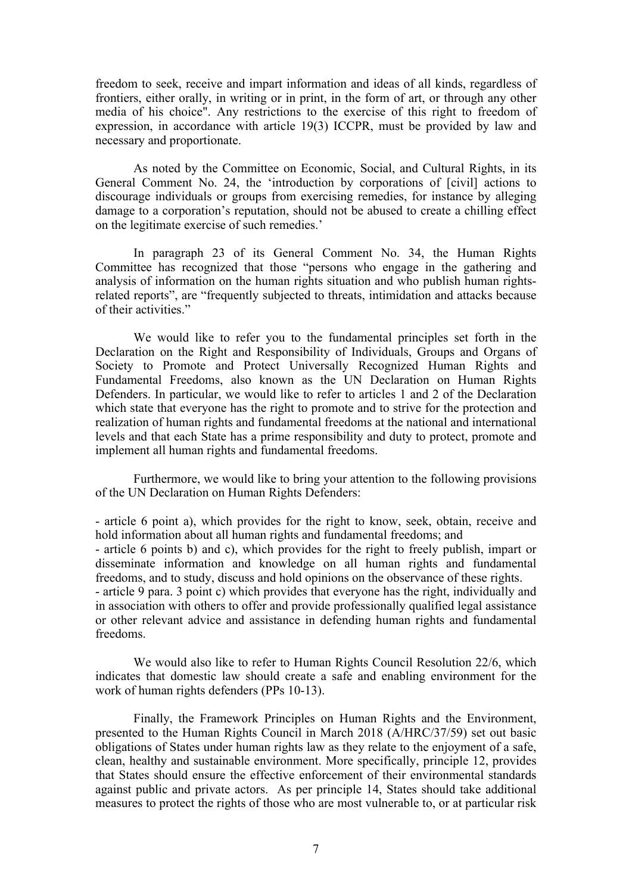freedom to seek, receive and impart information and ideas of all kinds, regardless of frontiers, either orally, in writing or in print, in the form of art, or through any other media of his choice". Any restrictions to the exercise of this right to freedom of expression, in accordance with article 19(3) ICCPR, must be provided by law and necessary and proportionate.

As noted by the Committee on Economic, Social, and Cultural Rights, in its General Comment No. 24, the 'introduction by corporations of [civil] actions to discourage individuals or groups from exercising remedies, for instance by alleging damage to a corporation's reputation, should not be abused to create a chilling effect on the legitimate exercise of such remedies.'

In paragraph 23 of its General Comment No. 34, the Human Rights Committee has recognized that those "persons who engage in the gathering and analysis of information on the human rights situation and who publish human rights-related reports", are "frequently subjected to threats, intimidation and attacks because of their activities."

We would like to refer you to the fundamental principles set forth in the Declaration on the Right and Responsibility of Individuals, Groups and Organs of Society to Promote and Protect Universally Recognized Human Rights and Fundamental Freedoms, also known as the UN Declaration on Human Rights Defenders. In particular, we would like to refer to articles 1 and 2 of the Declaration which state that everyone has the right to promote and to strive for the protection and realization of human rights and fundamental freedoms at the national and international levels and that each State has a prime responsibility and duty to protect, promote and implement all human rights and fundamental freedoms.

Furthermore, we would like to bring your attention to the following provisions of the UN Declaration on Human Rights Defenders:

- article 6 point a), which provides for the right to know, seek, obtain, receive and hold information about all human rights and fundamental freedoms; and
- article 6 points b) and c), which provides for the right to freely publish, impart or disseminate information and knowledge on all human rights and fundamental freedoms, and to study, discuss and hold opinions on the observance of these rights.
- article 9 para. 3 point c) which provides that everyone has the right, individually and in association with others to offer and provide professionally qualified legal assistance or other relevant advice and assistance in defending human rights and fundamental freedoms.

We would also like to refer to Human Rights Council Resolution 22/6, which indicates that domestic law should create a safe and enabling environment for the work of human rights defenders (PPs 10-13).

Finally, the Framework Principles on Human Rights and the Environment, presented to the Human Rights Council in March 2018 (A/HRC/37/59) set out basic obligations of States under human rights law as they relate to the enjoyment of a safe, clean, healthy and sustainable environment. More specifically, principle 12, provides that States should ensure the effective enforcement of their environmental standards against public and private actors. As per principle 14, States should take additional measures to protect the rights of those who are most vulnerable to, or at particular risk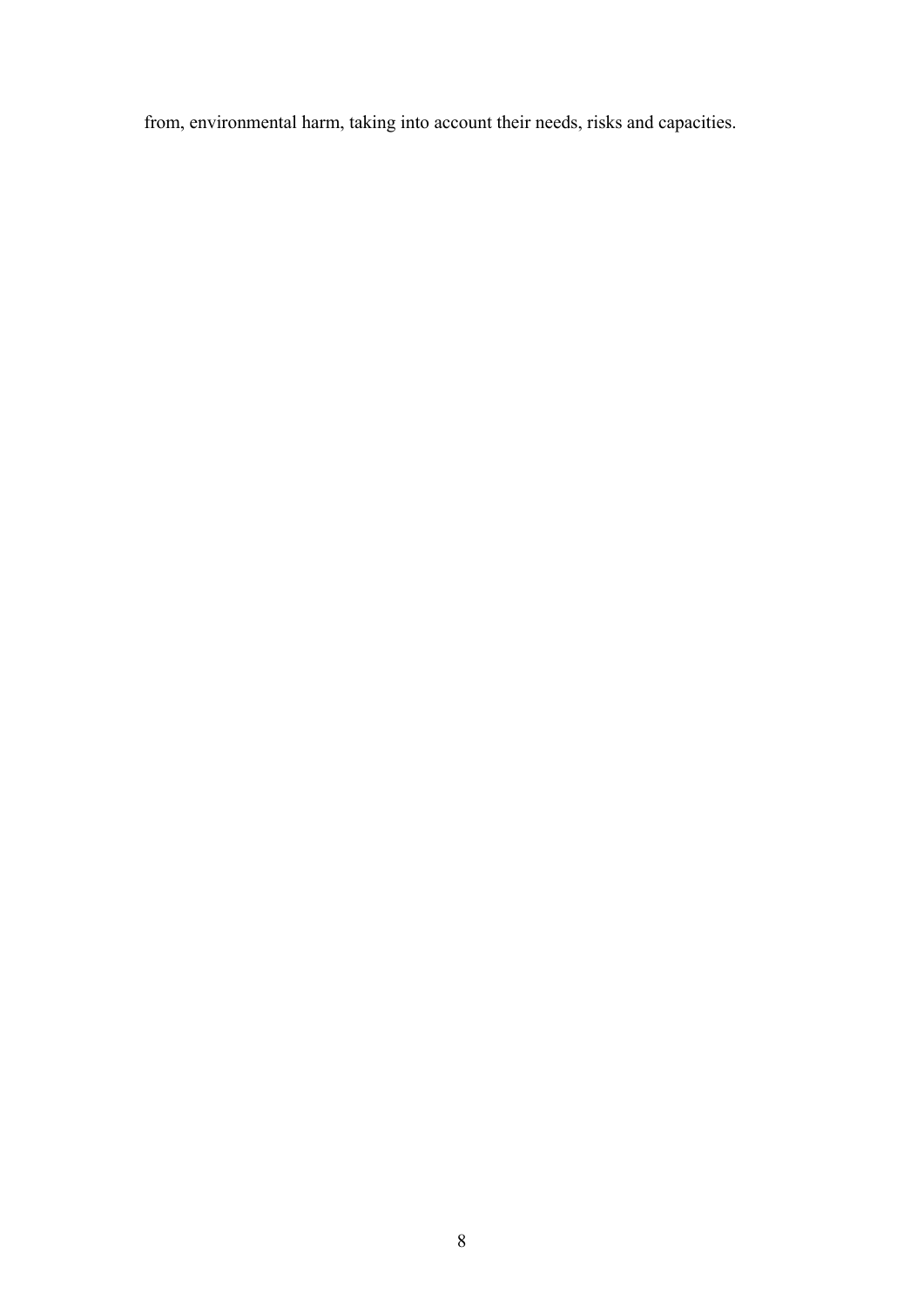from, environmental harm, taking into account their needs, risks and capacities.